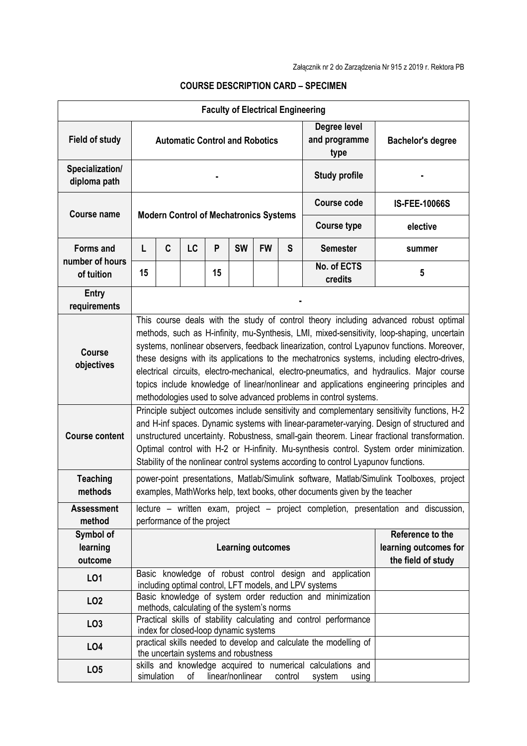Załącznik nr 2 do Zarządzenia Nr 915 z 2019 r. Rektora PB

## COURSE DESCRIPTION CARD – SPECIMEN

| **Faculty of Electrical Engineering** | | | | | | | | | |
|---|---|---|---|---|---|---|---|---|---|
| **Field of study** | **Automatic Control and Robotics** | | | | | | | **Degree level and programme type** | **Bachelor's degree** |
| **Specialization/ diploma path** | - | | | | | | | **Study profile** | - |
| **Course name** | **Modern Control of Mechatronics Systems** | | | | | | | **Course code** | **IS-FEE-10066S** |
| | | | | | | | | **Course type** | **elective** |
| **Forms and number of hours of tuition** | **L** | **C** | **LC** | **P** | **SW** | **FW** | **S** | **Semester** | **summer** |
| | **15** | | | **15** | | | | **No. of ECTS credits** | **5** |
| **Entry requirements** | - | | | | | | | | |
| **Course objectives** | This course deals with the study of control theory including advanced robust optimal methods, such as H-infinity, mu-Synthesis, LMI, mixed-sensitivity, loop-shaping, uncertain systems, nonlinear observers, feedback linearization, control Lyapunov functions. Moreover, these designs with its applications to the mechatronics systems, including electro-drives, electrical circuits, electro-mechanical, electro-pneumatics, and hydraulics. Major course topics include knowledge of linear/nonlinear and applications engineering principles and methodologies used to solve advanced problems in control systems. | | | | | | | | |
| **Course content** | Principle subject outcomes include sensitivity and complementary sensitivity functions, H-2 and H-inf spaces. Dynamic systems with linear-parameter-varying. Design of structured and unstructured uncertainty. Robustness, small-gain theorem. Linear fractional transformation. Optimal control with H-2 or H-infinity. Mu-synthesis control. System order minimization. Stability of the nonlinear control systems according to control Lyapunov functions. | | | | | | | | |
| **Teaching methods** | power-point presentations, Matlab/Simulink software, Matlab/Simulink Toolboxes, project examples, MathWorks help, text books, other documents given by the teacher | | | | | | | | |
| **Assessment method** | lecture – written exam, project – project completion, presentation and discussion, performance of the project | | | | | | | | |
| **Symbol of learning outcome** | **Learning outcomes** | | | | | | | | **Reference to the learning outcomes for the field of study** |
| **LO1** | Basic knowledge of robust control design and application including optimal control, LFT models, and LPV systems | | | | | | | | |
| **LO2** | Basic knowledge of system order reduction and minimization methods, calculating of the system's norms | | | | | | | | |
| **LO3** | Practical skills of stability calculating and control performance index for closed-loop dynamic systems | | | | | | | | |
| **LO4** | practical skills needed to develop and calculate the modelling of the uncertain systems and robustness | | | | | | | | |
| **LO5** | skills and knowledge acquired to numerical calculations and simulation of linear/nonlinear control system using | | | | | | | | |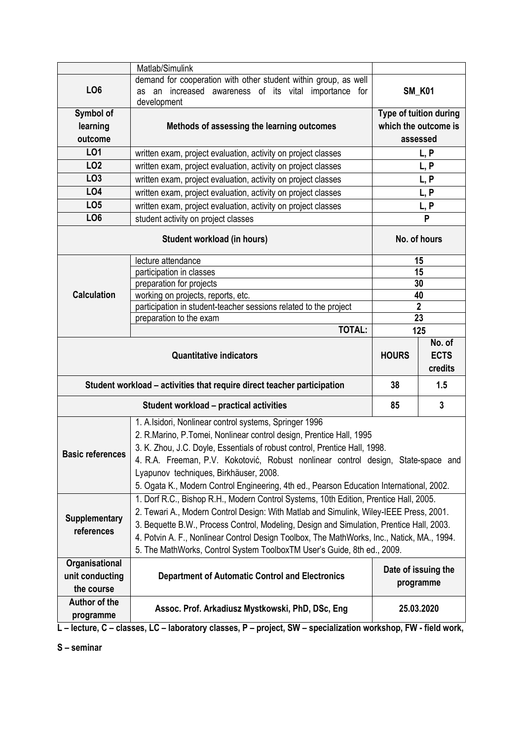| | | |
|---|---|---|
| | Matlab/Simulink | |
| **LO6** | demand for cooperation with other student within group, as well as an increased awareness of its vital importance for development | **SM_K01** |
| **Symbol of learning outcome** | **Methods of assessing the learning outcomes** | **Type of tuition during which the outcome is assessed** |
| **LO1** | written exam, project evaluation, activity on project classes | **L, P** |
| **LO2** | written exam, project evaluation, activity on project classes | **L, P** |
| **LO3** | written exam, project evaluation, activity on project classes | **L, P** |
| **LO4** | written exam, project evaluation, activity on project classes | **L, P** |
| **LO5** | written exam, project evaluation, activity on project classes | **L, P** |
| **LO6** | student activity on project classes | **P** |

| | | |
|---|---|---|
| **Student workload (in hours)** | | **No. of hours** |
| **Calculation** | lecture attendance | **15** |
| | participation in classes | **15** |
| | preparation for projects | **30** |
| | working on projects, reports, etc. | **40** |
| | participation in student-teacher sessions related to the project | **2** |
| | preparation to the exam | **23** |
| | **TOTAL:** | **125** |

| | | |
|---|---|---|
| **Quantitative indicators** | **HOURS** | **No. of ECTS credits** |
| **Student workload – activities that require direct teacher participation** | **38** | **1.5** |
| **Student workload – practical activities** | **85** | **3** |

| | |
|---|---|
| **Basic references** | 1. A.Isidori, Nonlinear control systems, Springer 1996<br>2. R.Marino, P.Tomei, Nonlinear control design, Prentice Hall, 1995<br>3. K. Zhou, J.C. Doyle, Essentials of robust control, Prentice Hall, 1998.<br>4. R.A. Freeman, P.V. Kokotović, Robust nonlinear control design, State-space and Lyapunov techniques, Birkhäuser, 2008.<br>5. Ogata K., Modern Control Engineering, 4th ed., Pearson Education International, 2002. |
| **Supplementary references** | 1. Dorf R.C., Bishop R.H., Modern Control Systems, 10th Edition, Prentice Hall, 2005.<br>2. Tewari A., Modern Control Design: With Matlab and Simulink, Wiley-IEEE Press, 2001.<br>3. Bequette B.W., Process Control, Modeling, Design and Simulation, Prentice Hall, 2003.<br>4. Potvin A. F., Nonlinear Control Design Toolbox, The MathWorks, Inc., Natick, MA., 1994.<br>5. The MathWorks, Control System ToolboxTM User's Guide, 8th ed., 2009. |

| | | |
|---|---|---|
| **Organisational unit conducting the course** | **Department of Automatic Control and Electronics** | **Date of issuing the programme** |
| **Author of the programme** | **Assoc. Prof. Arkadiusz Mystkowski, PhD, DSc, Eng** | **25.03.2020** |

**L – lecture, C – classes, LC – laboratory classes, P – project, SW – specialization workshop, FW - field work, S – seminar**